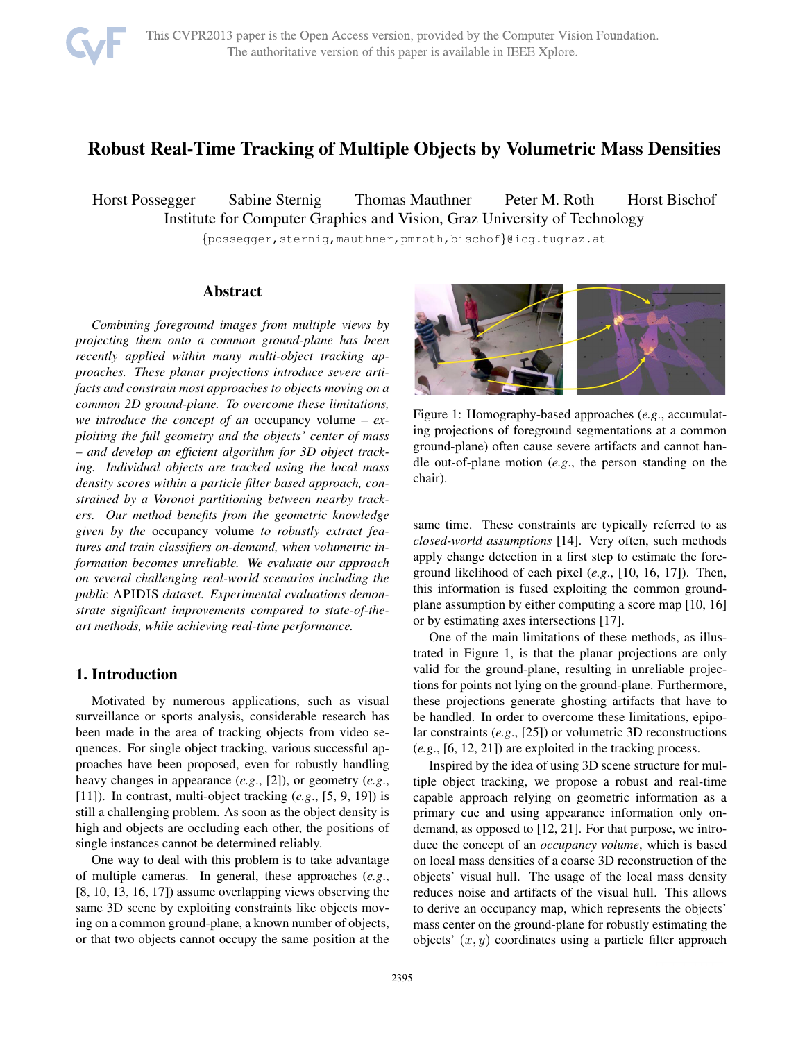# Robust Real-Time Tracking of Multiple Objects by Volumetric Mass Densities

Horst Possegger Sabine Sternig Thomas Mauthner Peter M. Roth Horst Bischof
Institute for Computer Graphics and Vision, Graz University of Technology

{possegger,sternig,mauthner,pmroth,bischof}@icg.tugraz.at

## Abstract

*Combining foreground images from multiple views by projecting them onto a common ground-plane has been recently applied within many multi-object tracking approaches. These planar projections introduce severe artifacts and constrain most approaches to objects moving on a common 2D ground-plane. To overcome these limitations, we introduce the concept of an* occupancy volume *– exploiting the full geometry and the objects' center of mass – and develop an efficient algorithm for 3D object tracking. Individual objects are tracked using the local mass density scores within a particle filter based approach, constrained by a Voronoi partitioning between nearby trackers. Our method benefits from the geometric knowledge given by the* occupancy volume *to robustly extract features and train classifiers on-demand, when volumetric information becomes unreliable. We evaluate our approach on several challenging real-world scenarios including the public* APIDIS *dataset. Experimental evaluations demonstrate significant improvements compared to state-of-the-art methods, while achieving real-time performance.*

## 1. Introduction

Motivated by numerous applications, such as visual surveillance or sports analysis, considerable research has been made in the area of tracking objects from video sequences. For single object tracking, various successful approaches have been proposed, even for robustly handling heavy changes in appearance (*e.g.*, [2]), or geometry (*e.g.*, [11]). In contrast, multi-object tracking (*e.g.*, [5, 9, 19]) is still a challenging problem. As soon as the object density is high and objects are occluding each other, the positions of single instances cannot be determined reliably.

One way to deal with this problem is to take advantage of multiple cameras. In general, these approaches (*e.g.*, [8, 10, 13, 16, 17]) assume overlapping views observing the same 3D scene by exploiting constraints like objects moving on a common ground-plane, a known number of objects, or that two objects cannot occupy the same position at the same time. These constraints are typically referred to as *closed-world assumptions* [14]. Very often, such methods apply change detection in a first step to estimate the foreground likelihood of each pixel (*e.g.*, [10, 16, 17]). Then, this information is fused exploiting the common ground-plane assumption by either computing a score map [10, 16] or by estimating axes intersections [17].

Figure 1: Homography-based approaches (*e.g.*, accumulating projections of foreground segmentations at a common ground-plane) often cause severe artifacts and cannot handle out-of-plane motion (*e.g.*, the person standing on the chair).

One of the main limitations of these methods, as illustrated in Figure 1, is that the planar projections are only valid for the ground-plane, resulting in unreliable projections for points not lying on the ground-plane. Furthermore, these projections generate ghosting artifacts that have to be handled. In order to overcome these limitations, epipolar constraints (*e.g.*, [25]) or volumetric 3D reconstructions (*e.g.*, [6, 12, 21]) are exploited in the tracking process.

Inspired by the idea of using 3D scene structure for multiple object tracking, we propose a robust and real-time capable approach relying on geometric information as a primary cue and using appearance information only on-demand, as opposed to [12, 21]. For that purpose, we introduce the concept of an *occupancy volume*, which is based on local mass densities of a coarse 3D reconstruction of the objects' visual hull. The usage of the local mass density reduces noise and artifacts of the visual hull. This allows to derive an occupancy map, which represents the objects' mass center on the ground-plane for robustly estimating the objects' $(x, y)$ coordinates using a particle filter approach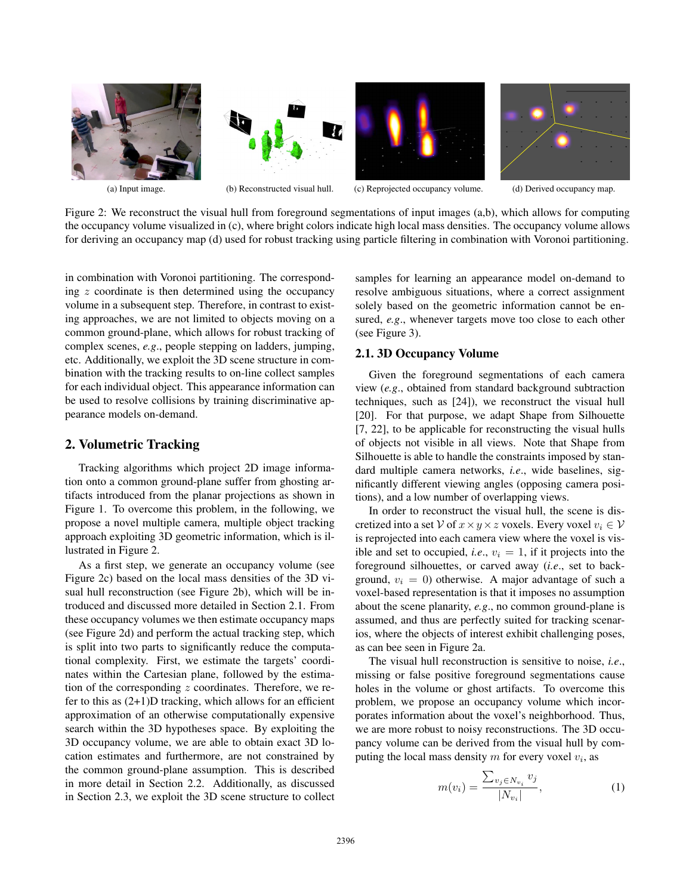(a) Input image.

(b) Reconstructed visual hull.

(c) Reprojected occupancy volume.

(d) Derived occupancy map.

Figure 2: We reconstruct the visual hull from foreground segmentations of input images (a,b), which allows for computing the occupancy volume visualized in (c), where bright colors indicate high local mass densities. The occupancy volume allows for deriving an occupancy map (d) used for robust tracking using particle filtering in combination with Voronoi partitioning.

in combination with Voronoi partitioning. The corresponding $z$ coordinate is then determined using the occupancy volume in a subsequent step. Therefore, in contrast to existing approaches, we are not limited to objects moving on a common ground-plane, which allows for robust tracking of complex scenes, *e.g.*, people stepping on ladders, jumping, etc. Additionally, we exploit the 3D scene structure in combination with the tracking results to on-line collect samples for each individual object. This appearance information can be used to resolve collisions by training discriminative appearance models on-demand.

## 2. Volumetric Tracking

Tracking algorithms which project 2D image information onto a common ground-plane suffer from ghosting artifacts introduced from the planar projections as shown in Figure 1. To overcome this problem, in the following, we propose a novel multiple camera, multiple object tracking approach exploiting 3D geometric information, which is illustrated in Figure 2.

As a first step, we generate an occupancy volume (see Figure 2c) based on the local mass densities of the 3D visual hull reconstruction (see Figure 2b), which will be introduced and discussed more detailed in Section 2.1. From these occupancy volumes we then estimate occupancy maps (see Figure 2d) and perform the actual tracking step, which is split into two parts to significantly reduce the computational complexity. First, we estimate the targets' coordinates within the Cartesian plane, followed by the estimation of the corresponding $z$ coordinates. Therefore, we refer to this as (2+1)D tracking, which allows for an efficient approximation of an otherwise computationally expensive search within the 3D hypotheses space. By exploiting the 3D occupancy volume, we are able to obtain exact 3D location estimates and furthermore, are not constrained by the common ground-plane assumption. This is described in more detail in Section 2.2. Additionally, as discussed in Section 2.3, we exploit the 3D scene structure to collect samples for learning an appearance model on-demand to resolve ambiguous situations, where a correct assignment solely based on the geometric information cannot be ensured, *e.g.*, whenever targets move too close to each other (see Figure 3).

### 2.1. 3D Occupancy Volume

Given the foreground segmentations of each camera view (*e.g.*, obtained from standard background subtraction techniques, such as [24]), we reconstruct the visual hull [20]. For that purpose, we adapt Shape from Silhouette [7, 22], to be applicable for reconstructing the visual hulls of objects not visible in all views. Note that Shape from Silhouette is able to handle the constraints imposed by standard multiple camera networks, *i.e.*, wide baselines, significantly different viewing angles (opposing camera positions), and a low number of overlapping views.

In order to reconstruct the visual hull, the scene is discretized into a set $\mathcal{V}$ of $x \times y \times z$ voxels. Every voxel $v_i \in \mathcal{V}$ is reprojected into each camera view where the voxel is visible and set to occupied, *i.e.*, $v_i = 1$, if it projects into the foreground silhouettes, or carved away (*i.e.*, set to background, $v_i = 0$) otherwise. A major advantage of such a voxel-based representation is that it imposes no assumption about the scene planarity, *e.g.*, no common ground-plane is assumed, and thus are perfectly suited for tracking scenarios, where the objects of interest exhibit challenging poses, as can bee seen in Figure 2a.

The visual hull reconstruction is sensitive to noise, *i.e.*, missing or false positive foreground segmentations cause holes in the volume or ghost artifacts. To overcome this problem, we propose an occupancy volume which incorporates information about the voxel's neighborhood. Thus, we are more robust to noisy reconstructions. The 3D occupancy volume can be derived from the visual hull by computing the local mass density $m$ for every voxel $v_i$, as

$$m(v_i) = \frac{\sum_{v_j \in N_{v_i}} v_j}{|N_{v_i}|}, \tag{1}$$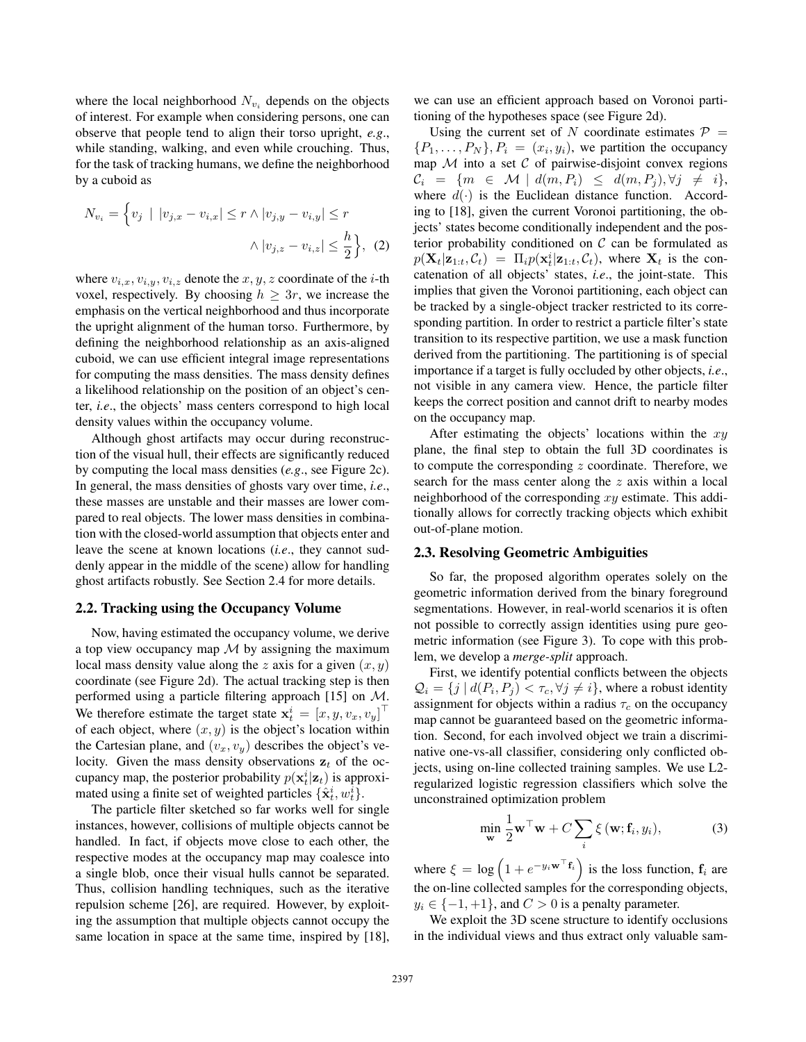where the local neighborhood $N_{v_i}$ depends on the objects of interest. For example when considering persons, one can observe that people tend to align their torso upright, *e.g.*, while standing, walking, and even while crouching. Thus, for the task of tracking humans, we define the neighborhood by a cuboid as

$$N_{v_i} = \Big\{ v_j \mid |v_{j,x} - v_{i,x}| \leq r \wedge |v_{j,y} - v_{i,y}| \leq r \wedge |v_{j,z} - v_{i,z}| \leq \frac{h}{2} \Big\}, \quad (2)$$

where $v_{i,x}, v_{i,y}, v_{i,z}$ denote the $x, y, z$ coordinate of the $i$-th voxel, respectively. By choosing $h \geq 3r$, we increase the emphasis on the vertical neighborhood and thus incorporate the upright alignment of the human torso. Furthermore, by defining the neighborhood relationship as an axis-aligned cuboid, we can use efficient integral image representations for computing the mass densities. The mass density defines a likelihood relationship on the position of an object's center, *i.e.*, the objects' mass centers correspond to high local density values within the occupancy volume.

Although ghost artifacts may occur during reconstruction of the visual hull, their effects are significantly reduced by computing the local mass densities (*e.g.*, see Figure 2c). In general, the mass densities of ghosts vary over time, *i.e.*, these masses are unstable and their masses are lower compared to real objects. The lower mass densities in combination with the closed-world assumption that objects enter and leave the scene at known locations (*i.e.*, they cannot suddenly appear in the middle of the scene) allow for handling ghost artifacts robustly. See Section 2.4 for more details.

## 2.2. Tracking using the Occupancy Volume

Now, having estimated the occupancy volume, we derive a top view occupancy map $\mathcal{M}$ by assigning the maximum local mass density value along the $z$ axis for a given $(x, y)$ coordinate (see Figure 2d). The actual tracking step is then performed using a particle filtering approach [15] on $\mathcal{M}$. We therefore estimate the target state $\mathbf{x}_t^i = [x, y, v_x, v_y]^\top$ of each object, where $(x, y)$ is the object's location within the Cartesian plane, and $(v_x, v_y)$ describes the object's velocity. Given the mass density observations $\mathbf{z}_t$ of the occupancy map, the posterior probability $p(\mathbf{x}_t^i|\mathbf{z}_t)$ is approximated using a finite set of weighted particles $\{\hat{\mathbf{x}}_t^i, w_t^i\}$.

The particle filter sketched so far works well for single instances, however, collisions of multiple objects cannot be handled. In fact, if objects move close to each other, the respective modes on the occupancy map may coalesce into a single blob, once their visual hulls cannot be separated. Thus, collision handling techniques, such as the iterative repulsion scheme [26], are required. However, by exploiting the assumption that multiple objects cannot occupy the same location in space at the same time, inspired by [18], we can use an efficient approach based on Voronoi partitioning of the hypotheses space (see Figure 2d).

Using the current set of $N$ coordinate estimates $\mathcal{P} = \{P_1, \ldots, P_N\}, P_i = (x_i, y_i)$, we partition the occupancy map $\mathcal{M}$ into a set $\mathcal{C}$ of pairwise-disjoint convex regions $\mathcal{C}_i = \{m \in \mathcal{M} \mid d(m, P_i) \leq d(m, P_j), \forall j \neq i\}$, where $d(\cdot)$ is the Euclidean distance function. According to [18], given the current Voronoi partitioning, the objects' states become conditionally independent and the posterior probability conditioned on $\mathcal{C}$ can be formulated as $p(\mathbf{X}_t|\mathbf{z}_{1:t}, \mathcal{C}_t) = \Pi_i p(\mathbf{x}_t^i|\mathbf{z}_{1:t}, \mathcal{C}_t)$, where $\mathbf{X}_t$ is the concatenation of all objects' states, *i.e.*, the joint-state. This implies that given the Voronoi partitioning, each object can be tracked by a single-object tracker restricted to its corresponding partition. In order to restrict a particle filter's state transition to its respective partition, we use a mask function derived from the partitioning. The partitioning is of special importance if a target is fully occluded by other objects, *i.e.*, not visible in any camera view. Hence, the particle filter keeps the correct position and cannot drift to nearby modes on the occupancy map.

After estimating the objects' locations within the $xy$ plane, the final step to obtain the full 3D coordinates is to compute the corresponding $z$ coordinate. Therefore, we search for the mass center along the $z$ axis within a local neighborhood of the corresponding $xy$ estimate. This additionally allows for correctly tracking objects which exhibit out-of-plane motion.

## 2.3. Resolving Geometric Ambiguities

So far, the proposed algorithm operates solely on the geometric information derived from the binary foreground segmentations. However, in real-world scenarios it is often not possible to correctly assign identities using pure geometric information (see Figure 3). To cope with this problem, we develop a *merge-split* approach.

First, we identify potential conflicts between the objects $\mathcal{Q}_i = \{j \mid d(P_i, P_j) < \tau_c, \forall j \neq i\}$, where a robust identity assignment for objects within a radius $\tau_c$ on the occupancy map cannot be guaranteed based on the geometric information. Second, for each involved object we train a discriminative one-vs-all classifier, considering only conflicted objects, using on-line collected training samples. We use L2-regularized logistic regression classifiers which solve the unconstrained optimization problem

$$\min_{\mathbf{w}} \frac{1}{2}\mathbf{w}^\top\mathbf{w} + C\sum_i \xi\left(\mathbf{w}; \mathbf{f}_i, y_i\right), \quad (3)$$

where $\xi = \log\left(1 + e^{-y_i \mathbf{w}^\top \mathbf{f}_i}\right)$ is the loss function, $\mathbf{f}_i$ are the on-line collected samples for the corresponding objects, $y_i \in \{-1, +1\}$, and $C > 0$ is a penalty parameter.

We exploit the 3D scene structure to identify occlusions in the individual views and thus extract only valuable sam-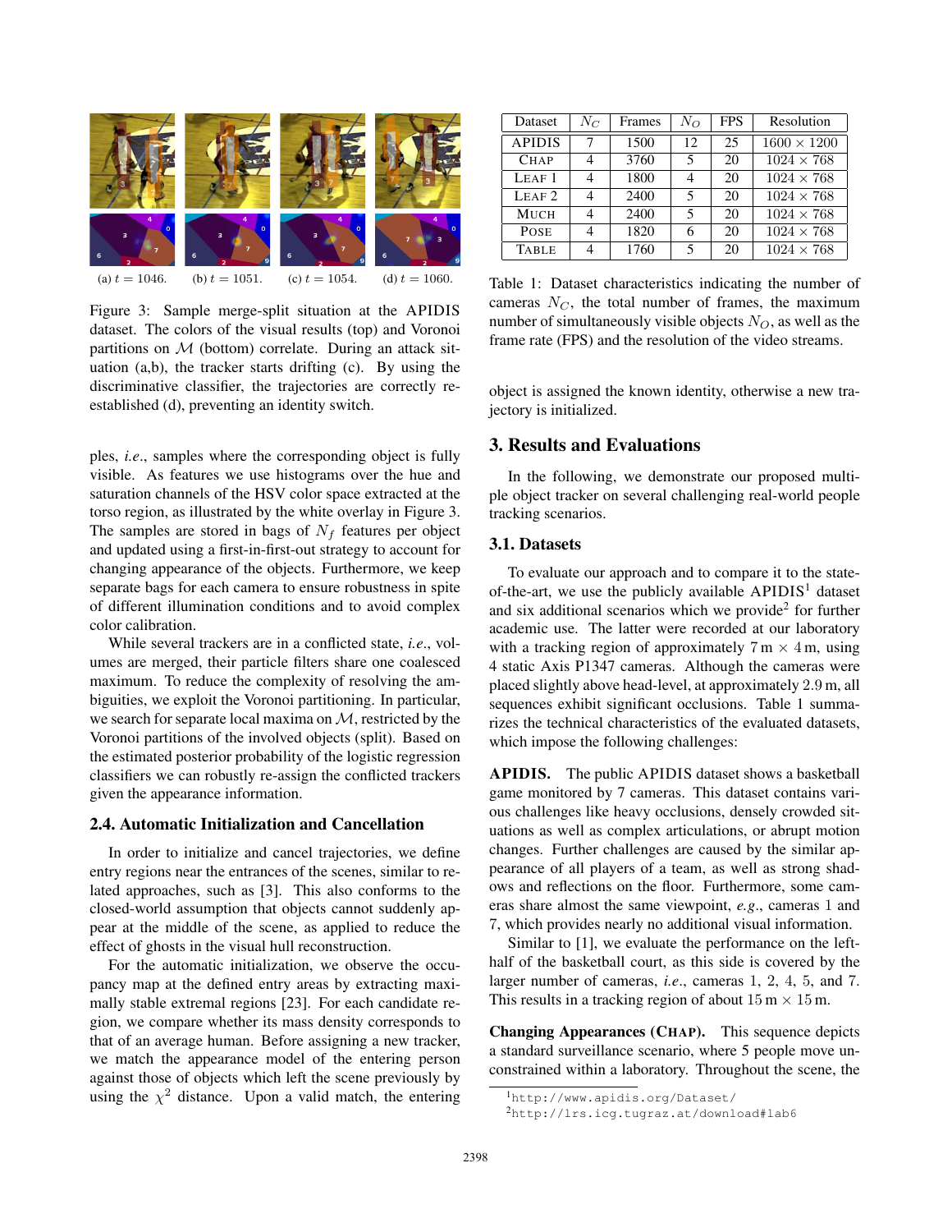(a) $t = 1046$. (b) $t = 1051$. (c) $t = 1054$. (d) $t = 1060$.

Figure 3: Sample merge-split situation at the APIDIS dataset. The colors of the visual results (top) and Voronoi partitions on $\mathcal{M}$ (bottom) correlate. During an attack situation (a,b), the tracker starts drifting (c). By using the discriminative classifier, the trajectories are correctly re-established (d), preventing an identity switch.

ples, *i.e.*, samples where the corresponding object is fully visible. As features we use histograms over the hue and saturation channels of the HSV color space extracted at the torso region, as illustrated by the white overlay in Figure 3. The samples are stored in bags of $N_f$ features per object and updated using a first-in-first-out strategy to account for changing appearance of the objects. Furthermore, we keep separate bags for each camera to ensure robustness in spite of different illumination conditions and to avoid complex color calibration.

While several trackers are in a conflicted state, *i.e.*, volumes are merged, their particle filters share one coalesced maximum. To reduce the complexity of resolving the ambiguities, we exploit the Voronoi partitioning. In particular, we search for separate local maxima on $\mathcal{M}$, restricted by the Voronoi partitions of the involved objects (split). Based on the estimated posterior probability of the logistic regression classifiers we can robustly re-assign the conflicted trackers given the appearance information.

### 2.4. Automatic Initialization and Cancellation

In order to initialize and cancel trajectories, we define entry regions near the entrances of the scenes, similar to related approaches, such as [3]. This also conforms to the closed-world assumption that objects cannot suddenly appear at the middle of the scene, as applied to reduce the effect of ghosts in the visual hull reconstruction.

For the automatic initialization, we observe the occupancy map at the defined entry areas by extracting maximally stable extremal regions [23]. For each candidate region, we compare whether its mass density corresponds to that of an average human. Before assigning a new tracker, we match the appearance model of the entering person against those of objects which left the scene previously by using the $\chi^2$ distance. Upon a valid match, the entering object is assigned the known identity, otherwise a new trajectory is initialized.

| Dataset | $N_C$ | Frames | $N_O$ | FPS | Resolution |
|---|---|---|---|---|---|
| APIDIS | 7 | 1500 | 12 | 25 | $1600 \times 1200$ |
| CHAP | 4 | 3760 | 5 | 20 | $1024 \times 768$ |
| LEAF 1 | 4 | 1800 | 4 | 20 | $1024 \times 768$ |
| LEAF 2 | 4 | 2400 | 5 | 20 | $1024 \times 768$ |
| MUCH | 4 | 2400 | 5 | 20 | $1024 \times 768$ |
| POSE | 4 | 1820 | 6 | 20 | $1024 \times 768$ |
| TABLE | 4 | 1760 | 5 | 20 | $1024 \times 768$ |

Table 1: Dataset characteristics indicating the number of cameras $N_C$, the total number of frames, the maximum number of simultaneously visible objects $N_O$, as well as the frame rate (FPS) and the resolution of the video streams.

## 3. Results and Evaluations

In the following, we demonstrate our proposed multiple object tracker on several challenging real-world people tracking scenarios.

### 3.1. Datasets

To evaluate our approach and to compare it to the state-of-the-art, we use the publicly available APIDIS[1] dataset and six additional scenarios which we provide[2] for further academic use. The latter were recorded at our laboratory with a tracking region of approximately $7\,\text{m} \times 4\,\text{m}$, using 4 static Axis P1347 cameras. Although the cameras were placed slightly above head-level, at approximately $2.9\,\text{m}$, all sequences exhibit significant occlusions. Table 1 summarizes the technical characteristics of the evaluated datasets, which impose the following challenges:

**APIDIS.** The public APIDIS dataset shows a basketball game monitored by 7 cameras. This dataset contains various challenges like heavy occlusions, densely crowded situations as well as complex articulations, or abrupt motion changes. Further challenges are caused by the similar appearance of all players of a team, as well as strong shadows and reflections on the floor. Furthermore, some cameras share almost the same viewpoint, *e.g.*, cameras 1 and 7, which provides nearly no additional visual information.

Similar to [1], we evaluate the performance on the left-half of the basketball court, as this side is covered by the larger number of cameras, *i.e.*, cameras 1, 2, 4, 5, and 7. This results in a tracking region of about $15\,\text{m} \times 15\,\text{m}$.

**Changing Appearances (CHAP).** This sequence depicts a standard surveillance scenario, where 5 people move unconstrained within a laboratory. Throughout the scene, the

[1] http://www.apidis.org/Dataset/

[2] http://lrs.icg.tugraz.at/download#lab6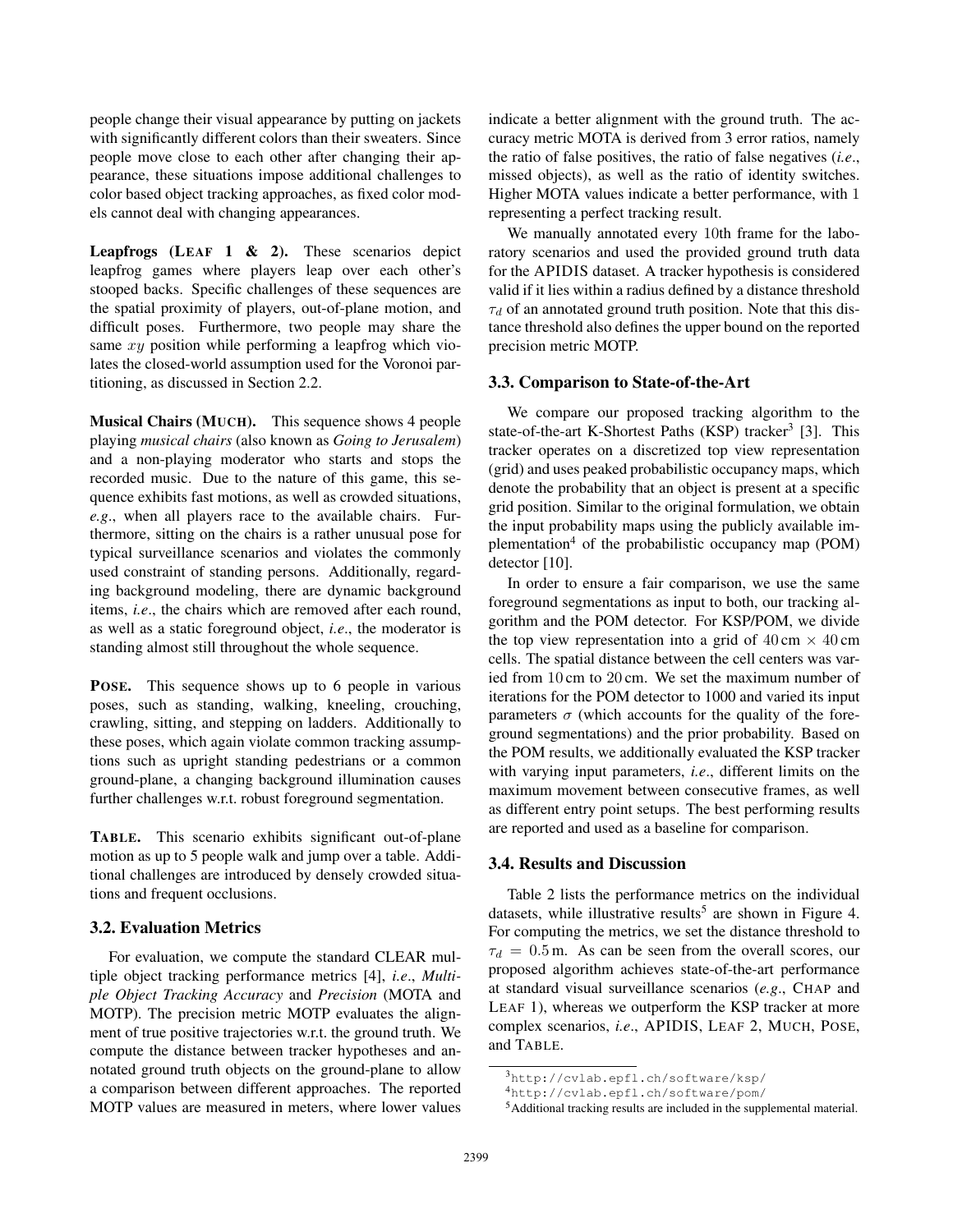people change their visual appearance by putting on jackets with significantly different colors than their sweaters. Since people move close to each other after changing their appearance, these situations impose additional challenges to color based object tracking approaches, as fixed color models cannot deal with changing appearances.

**Leapfrogs (LEAF 1 & 2).** These scenarios depict leapfrog games where players leap over each other's stooped backs. Specific challenges of these sequences are the spatial proximity of players, out-of-plane motion, and difficult poses. Furthermore, two people may share the same $xy$ position while performing a leapfrog which violates the closed-world assumption used for the Voronoi partitioning, as discussed in Section 2.2.

**Musical Chairs (MUCH).** This sequence shows 4 people playing *musical chairs* (also known as *Going to Jerusalem*) and a non-playing moderator who starts and stops the recorded music. Due to the nature of this game, this sequence exhibits fast motions, as well as crowded situations, *e.g*., when all players race to the available chairs. Furthermore, sitting on the chairs is a rather unusual pose for typical surveillance scenarios and violates the commonly used constraint of standing persons. Additionally, regarding background modeling, there are dynamic background items, *i.e*., the chairs which are removed after each round, as well as a static foreground object, *i.e*., the moderator is standing almost still throughout the whole sequence.

**POSE.** This sequence shows up to 6 people in various poses, such as standing, walking, kneeling, crouching, crawling, sitting, and stepping on ladders. Additionally to these poses, which again violate common tracking assumptions such as upright standing pedestrians or a common ground-plane, a changing background illumination causes further challenges w.r.t. robust foreground segmentation.

**TABLE.** This scenario exhibits significant out-of-plane motion as up to 5 people walk and jump over a table. Additional challenges are introduced by densely crowded situations and frequent occlusions.

### 3.2. Evaluation Metrics

For evaluation, we compute the standard CLEAR multiple object tracking performance metrics [4], *i.e*., *Multiple Object Tracking Accuracy* and *Precision* (MOTA and MOTP). The precision metric MOTP evaluates the alignment of true positive trajectories w.r.t. the ground truth. We compute the distance between tracker hypotheses and annotated ground truth objects on the ground-plane to allow a comparison between different approaches. The reported MOTP values are measured in meters, where lower values indicate a better alignment with the ground truth. The accuracy metric MOTA is derived from 3 error ratios, namely the ratio of false positives, the ratio of false negatives (*i.e*., missed objects), as well as the ratio of identity switches. Higher MOTA values indicate a better performance, with 1 representing a perfect tracking result.

We manually annotated every 10th frame for the laboratory scenarios and used the provided ground truth data for the APIDIS dataset. A tracker hypothesis is considered valid if it lies within a radius defined by a distance threshold $\tau_d$ of an annotated ground truth position. Note that this distance threshold also defines the upper bound on the reported precision metric MOTP.

### 3.3. Comparison to State-of-the-Art

We compare our proposed tracking algorithm to the state-of-the-art K-Shortest Paths (KSP) tracker[3] [3]. This tracker operates on a discretized top view representation (grid) and uses peaked probabilistic occupancy maps, which denote the probability that an object is present at a specific grid position. Similar to the original formulation, we obtain the input probability maps using the publicly available implementation[4] of the probabilistic occupancy map (POM) detector [10].

In order to ensure a fair comparison, we use the same foreground segmentations as input to both, our tracking algorithm and the POM detector. For KSP/POM, we divide the top view representation into a grid of $40\,\text{cm} \times 40\,\text{cm}$ cells. The spatial distance between the cell centers was varied from $10\,\text{cm}$ to $20\,\text{cm}$. We set the maximum number of iterations for the POM detector to 1000 and varied its input parameters $\sigma$ (which accounts for the quality of the foreground segmentations) and the prior probability. Based on the POM results, we additionally evaluated the KSP tracker with varying input parameters, *i.e*., different limits on the maximum movement between consecutive frames, as well as different entry point setups. The best performing results are reported and used as a baseline for comparison.

### 3.4. Results and Discussion

Table 2 lists the performance metrics on the individual datasets, while illustrative results[5] are shown in Figure 4. For computing the metrics, we set the distance threshold to $\tau_d = 0.5\,\text{m}$. As can be seen from the overall scores, our proposed algorithm achieves state-of-the-art performance at standard visual surveillance scenarios (*e.g*., CHAP and LEAF 1), whereas we outperform the KSP tracker at more complex scenarios, *i.e*., APIDIS, LEAF 2, MUCH, POSE, and TABLE.

[3] http://cvlab.epfl.ch/software/ksp/

[4] http://cvlab.epfl.ch/software/pom/

[5] Additional tracking results are included in the supplemental material.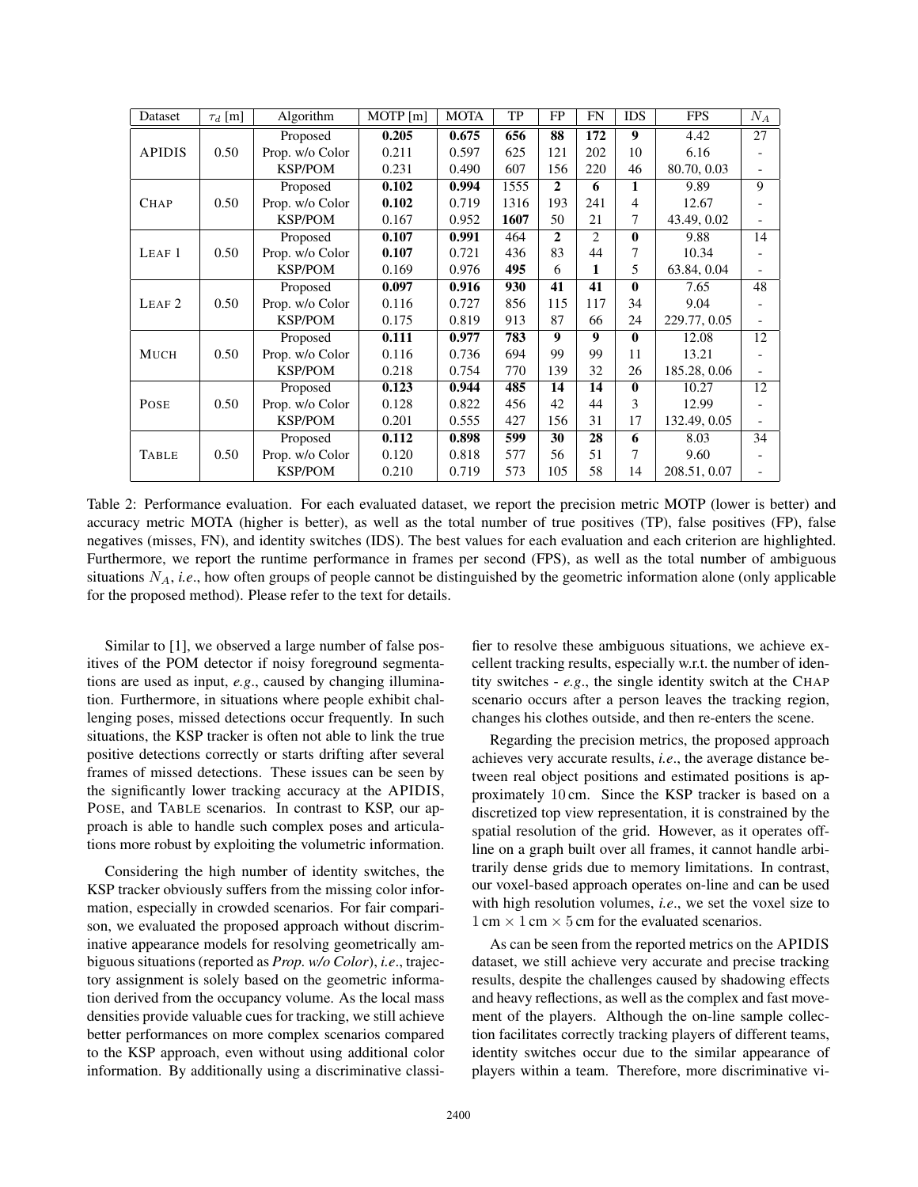| Dataset | $\tau_d$ [m] | Algorithm | MOTP [m] | MOTA | TP | FP | FN | IDS | FPS | $N_A$ |
|---|---|---|---|---|---|---|---|---|---|---|
| APIDIS | 0.50 | Proposed | **0.205** | **0.675** | **656** | **88** | **172** | **9** | 4.42 | 27 |
| | | Prop. w/o Color | 0.211 | 0.597 | 625 | 121 | 202 | 10 | 6.16 | - |
| | | KSP/POM | 0.231 | 0.490 | 607 | 156 | 220 | 46 | 80.70, 0.03 | - |
| CHAP | 0.50 | Proposed | **0.102** | **0.994** | 1555 | **2** | **6** | **1** | 9.89 | 9 |
| | | Prop. w/o Color | **0.102** | 0.719 | 1316 | 193 | 241 | 4 | 12.67 | - |
| | | KSP/POM | 0.167 | 0.952 | **1607** | 50 | 21 | 7 | 43.49, 0.02 | - |
| LEAF 1 | 0.50 | Proposed | **0.107** | **0.991** | 464 | **2** | 2 | **0** | 9.88 | 14 |
| | | Prop. w/o Color | **0.107** | 0.721 | 436 | 83 | 44 | 7 | 10.34 | - |
| | | KSP/POM | 0.169 | 0.976 | **495** | 6 | **1** | 5 | 63.84, 0.04 | - |
| LEAF 2 | 0.50 | Proposed | **0.097** | **0.916** | **930** | **41** | **41** | **0** | 7.65 | 48 |
| | | Prop. w/o Color | 0.116 | 0.727 | 856 | 115 | 117 | 34 | 9.04 | - |
| | | KSP/POM | 0.175 | 0.819 | 913 | 87 | 66 | 24 | 229.77, 0.05 | - |
| MUCH | 0.50 | Proposed | **0.111** | **0.977** | **783** | **9** | **9** | **0** | 12.08 | 12 |
| | | Prop. w/o Color | 0.116 | 0.736 | 694 | 99 | 99 | 11 | 13.21 | - |
| | | KSP/POM | 0.218 | 0.754 | 770 | 139 | 32 | 26 | 185.28, 0.06 | - |
| POSE | 0.50 | Proposed | **0.123** | **0.944** | **485** | **14** | **14** | **0** | 10.27 | 12 |
| | | Prop. w/o Color | 0.128 | 0.822 | 456 | 42 | 44 | 3 | 12.99 | - |
| | | KSP/POM | 0.201 | 0.555 | 427 | 156 | 31 | 17 | 132.49, 0.05 | - |
| TABLE | 0.50 | Proposed | **0.112** | **0.898** | **599** | **30** | **28** | **6** | 8.03 | 34 |
| | | Prop. w/o Color | 0.120 | 0.818 | 577 | 56 | 51 | 7 | 9.60 | - |
| | | KSP/POM | 0.210 | 0.719 | 573 | 105 | 58 | 14 | 208.51, 0.07 | - |

Table 2: Performance evaluation. For each evaluated dataset, we report the precision metric MOTP (lower is better) and accuracy metric MOTA (higher is better), as well as the total number of true positives (TP), false positives (FP), false negatives (misses, FN), and identity switches (IDS). The best values for each evaluation and each criterion are highlighted. Furthermore, we report the runtime performance in frames per second (FPS), as well as the total number of ambiguous situations $N_A$, *i.e*., how often groups of people cannot be distinguished by the geometric information alone (only applicable for the proposed method). Please refer to the text for details.

Similar to [1], we observed a large number of false positives of the POM detector if noisy foreground segmentations are used as input, *e.g*., caused by changing illumination. Furthermore, in situations where people exhibit challenging poses, missed detections occur frequently. In such situations, the KSP tracker is often not able to link the true positive detections correctly or starts drifting after several frames of missed detections. These issues can be seen by the significantly lower tracking accuracy at the APIDIS, POSE, and TABLE scenarios. In contrast to KSP, our approach is able to handle such complex poses and articulations more robust by exploiting the volumetric information.

Considering the high number of identity switches, the KSP tracker obviously suffers from the missing color information, especially in crowded scenarios. For fair comparison, we evaluated the proposed approach without discriminative appearance models for resolving geometrically ambiguous situations (reported as *Prop. w/o Color*), *i.e*., trajectory assignment is solely based on the geometric information derived from the occupancy volume. As the local mass densities provide valuable cues for tracking, we still achieve better performances on more complex scenarios compared to the KSP approach, even without using additional color information. By additionally using a discriminative classifier to resolve these ambiguous situations, we achieve excellent tracking results, especially w.r.t. the number of identity switches - *e.g*., the single identity switch at the CHAP scenario occurs after a person leaves the tracking region, changes his clothes outside, and then re-enters the scene.

Regarding the precision metrics, the proposed approach achieves very accurate results, *i.e*., the average distance between real object positions and estimated positions is approximately 10 cm. Since the KSP tracker is based on a discretized top view representation, it is constrained by the spatial resolution of the grid. However, as it operates offline on a graph built over all frames, it cannot handle arbitrarily dense grids due to memory limitations. In contrast, our voxel-based approach operates on-line and can be used with high resolution volumes, *i.e*., we set the voxel size to $1\,\text{cm} \times 1\,\text{cm} \times 5\,\text{cm}$ for the evaluated scenarios.

As can be seen from the reported metrics on the APIDIS dataset, we still achieve very accurate and precise tracking results, despite the challenges caused by shadowing effects and heavy reflections, as well as the complex and fast movement of the players. Although the on-line sample collection facilitates correctly tracking players of different teams, identity switches occur due to the similar appearance of players within a team. Therefore, more discriminative vi-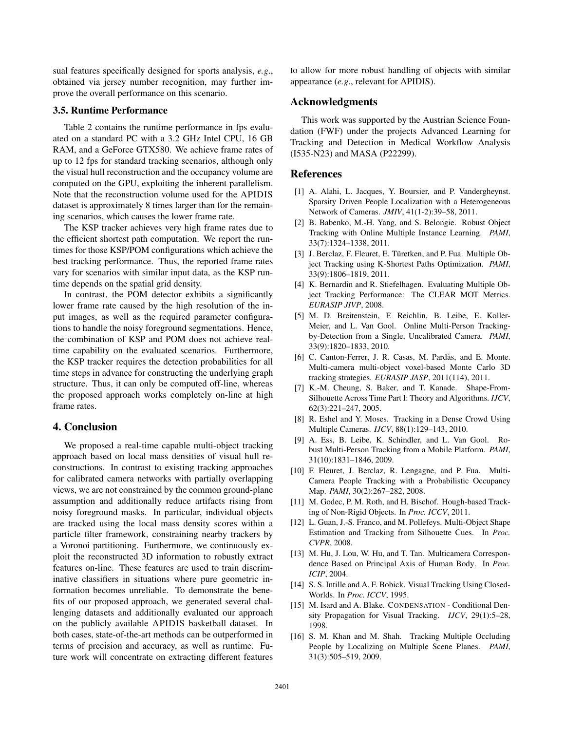sual features specifically designed for sports analysis, *e.g*., obtained via jersey number recognition, may further improve the overall performance on this scenario.

### 3.5. Runtime Performance

Table 2 contains the runtime performance in fps evaluated on a standard PC with a 3.2 GHz Intel CPU, 16 GB RAM, and a GeForce GTX580. We achieve frame rates of up to 12 fps for standard tracking scenarios, although only the visual hull reconstruction and the occupancy volume are computed on the GPU, exploiting the inherent parallelism. Note that the reconstruction volume used for the APIDIS dataset is approximately 8 times larger than for the remaining scenarios, which causes the lower frame rate.

The KSP tracker achieves very high frame rates due to the efficient shortest path computation. We report the runtimes for those KSP/POM configurations which achieve the best tracking performance. Thus, the reported frame rates vary for scenarios with similar input data, as the KSP runtime depends on the spatial grid density.

In contrast, the POM detector exhibits a significantly lower frame rate caused by the high resolution of the input images, as well as the required parameter configurations to handle the noisy foreground segmentations. Hence, the combination of KSP and POM does not achieve real-time capability on the evaluated scenarios. Furthermore, the KSP tracker requires the detection probabilities for all time steps in advance for constructing the underlying graph structure. Thus, it can only be computed off-line, whereas the proposed approach works completely on-line at high frame rates.

## 4. Conclusion

We proposed a real-time capable multi-object tracking approach based on local mass densities of visual hull reconstructions. In contrast to existing tracking approaches for calibrated camera networks with partially overlapping views, we are not constrained by the common ground-plane assumption and additionally reduce artifacts rising from noisy foreground masks. In particular, individual objects are tracked using the local mass density scores within a particle filter framework, constraining nearby trackers by a Voronoi partitioning. Furthermore, we continuously exploit the reconstructed 3D information to robustly extract features on-line. These features are used to train discriminative classifiers in situations where pure geometric information becomes unreliable. To demonstrate the benefits of our proposed approach, we generated several challenging datasets and additionally evaluated our approach on the publicly available APIDIS basketball dataset. In both cases, state-of-the-art methods can be outperformed in terms of precision and accuracy, as well as runtime. Future work will concentrate on extracting different features to allow for more robust handling of objects with similar appearance (*e.g*., relevant for APIDIS).

## Acknowledgments

This work was supported by the Austrian Science Foundation (FWF) under the projects Advanced Learning for Tracking and Detection in Medical Workflow Analysis (I535-N23) and MASA (P22299).

## References

[1] A. Alahi, L. Jacques, Y. Boursier, and P. Vandergheynst. Sparsity Driven People Localization with a Heterogeneous Network of Cameras. *JMIV*, 41(1-2):39–58, 2011.

[2] B. Babenko, M.-H. Yang, and S. Belongie. Robust Object Tracking with Online Multiple Instance Learning. *PAMI*, 33(7):1324–1338, 2011.

[3] J. Berclaz, F. Fleuret, E. Türetken, and P. Fua. Multiple Object Tracking using K-Shortest Paths Optimization. *PAMI*, 33(9):1806–1819, 2011.

[4] K. Bernardin and R. Stiefelhagen. Evaluating Multiple Object Tracking Performance: The CLEAR MOT Metrics. *EURASIP JIVP*, 2008.

[5] M. D. Breitenstein, F. Reichlin, B. Leibe, E. Koller-Meier, and L. Van Gool. Online Multi-Person Tracking-by-Detection from a Single, Uncalibrated Camera. *PAMI*, 33(9):1820–1833, 2010.

[6] C. Canton-Ferrer, J. R. Casas, M. Pardàs, and E. Monte. Multi-camera multi-object voxel-based Monte Carlo 3D tracking strategies. *EURASIP JASP*, 2011(114), 2011.

[7] K.-M. Cheung, S. Baker, and T. Kanade. Shape-From-Silhouette Across Time Part I: Theory and Algorithms. *IJCV*, 62(3):221–247, 2005.

[8] R. Eshel and Y. Moses. Tracking in a Dense Crowd Using Multiple Cameras. *IJCV*, 88(1):129–143, 2010.

[9] A. Ess, B. Leibe, K. Schindler, and L. Van Gool. Robust Multi-Person Tracking from a Mobile Platform. *PAMI*, 31(10):1831–1846, 2009.

[10] F. Fleuret, J. Berclaz, R. Lengagne, and P. Fua. Multi-Camera People Tracking with a Probabilistic Occupancy Map. *PAMI*, 30(2):267–282, 2008.

[11] M. Godec, P. M. Roth, and H. Bischof. Hough-based Tracking of Non-Rigid Objects. In *Proc. ICCV*, 2011.

[12] L. Guan, J.-S. Franco, and M. Pollefeys. Multi-Object Shape Estimation and Tracking from Silhouette Cues. In *Proc. CVPR*, 2008.

[13] M. Hu, J. Lou, W. Hu, and T. Tan. Multicamera Correspondence Based on Principal Axis of Human Body. In *Proc. ICIP*, 2004.

[14] S. S. Intille and A. F. Bobick. Visual Tracking Using Closed-Worlds. In *Proc. ICCV*, 1995.

[15] M. Isard and A. Blake. CONDENSATION - Conditional Density Propagation for Visual Tracking. *IJCV*, 29(1):5–28, 1998.

[16] S. M. Khan and M. Shah. Tracking Multiple Occluding People by Localizing on Multiple Scene Planes. *PAMI*, 31(3):505–519, 2009.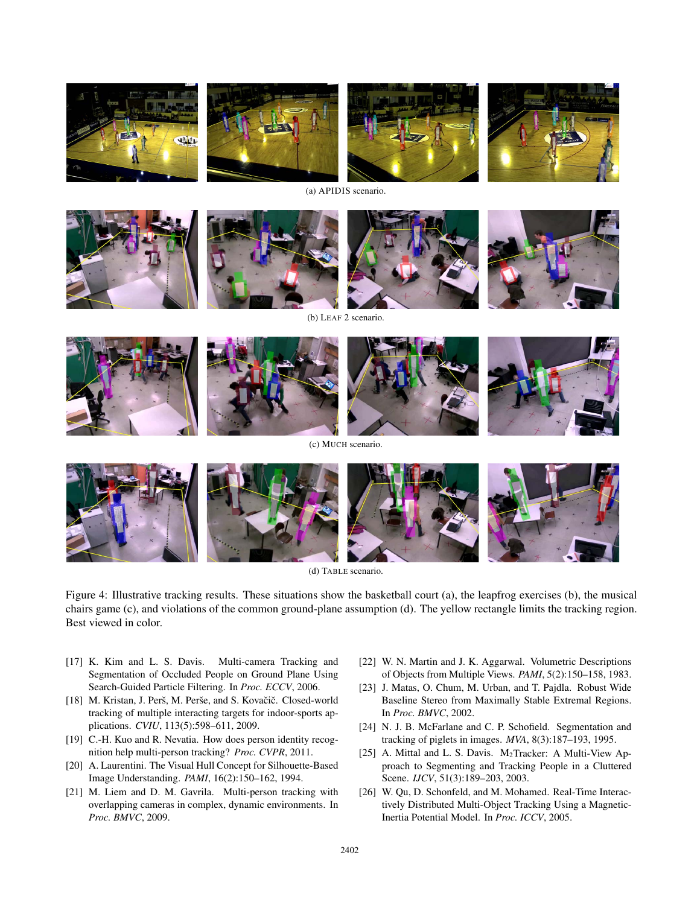(a) APIDIS scenario.

(b) LEAF 2 scenario.

(c) MUCH scenario.

(d) TABLE scenario.

Figure 4: Illustrative tracking results. These situations show the basketball court (a), the leapfrog exercises (b), the musical chairs game (c), and violations of the common ground-plane assumption (d). The yellow rectangle limits the tracking region. Best viewed in color.

[17] K. Kim and L. S. Davis. Multi-camera Tracking and Segmentation of Occluded People on Ground Plane Using Search-Guided Particle Filtering. In *Proc. ECCV*, 2006.

[18] M. Kristan, J. Perš, M. Perše, and S. Kovačič. Closed-world tracking of multiple interacting targets for indoor-sports applications. *CVIU*, 113(5):598–611, 2009.

[19] C.-H. Kuo and R. Nevatia. How does person identity recognition help multi-person tracking? *Proc. CVPR*, 2011.

[20] A. Laurentini. The Visual Hull Concept for Silhouette-Based Image Understanding. *PAMI*, 16(2):150–162, 1994.

[21] M. Liem and D. M. Gavrila. Multi-person tracking with overlapping cameras in complex, dynamic environments. In *Proc. BMVC*, 2009.

[22] W. N. Martin and J. K. Aggarwal. Volumetric Descriptions of Objects from Multiple Views. *PAMI*, 5(2):150–158, 1983.

[23] J. Matas, O. Chum, M. Urban, and T. Pajdla. Robust Wide Baseline Stereo from Maximally Stable Extremal Regions. In *Proc. BMVC*, 2002.

[24] N. J. B. McFarlane and C. P. Schofield. Segmentation and tracking of piglets in images. *MVA*, 8(3):187–193, 1995.

[25] A. Mittal and L. S. Davis. $M_2$Tracker: A Multi-View Approach to Segmenting and Tracking People in a Cluttered Scene. *IJCV*, 51(3):189–203, 2003.

[26] W. Qu, D. Schonfeld, and M. Mohamed. Real-Time Interactively Distributed Multi-Object Tracking Using a Magnetic-Inertia Potential Model. In *Proc. ICCV*, 2005.